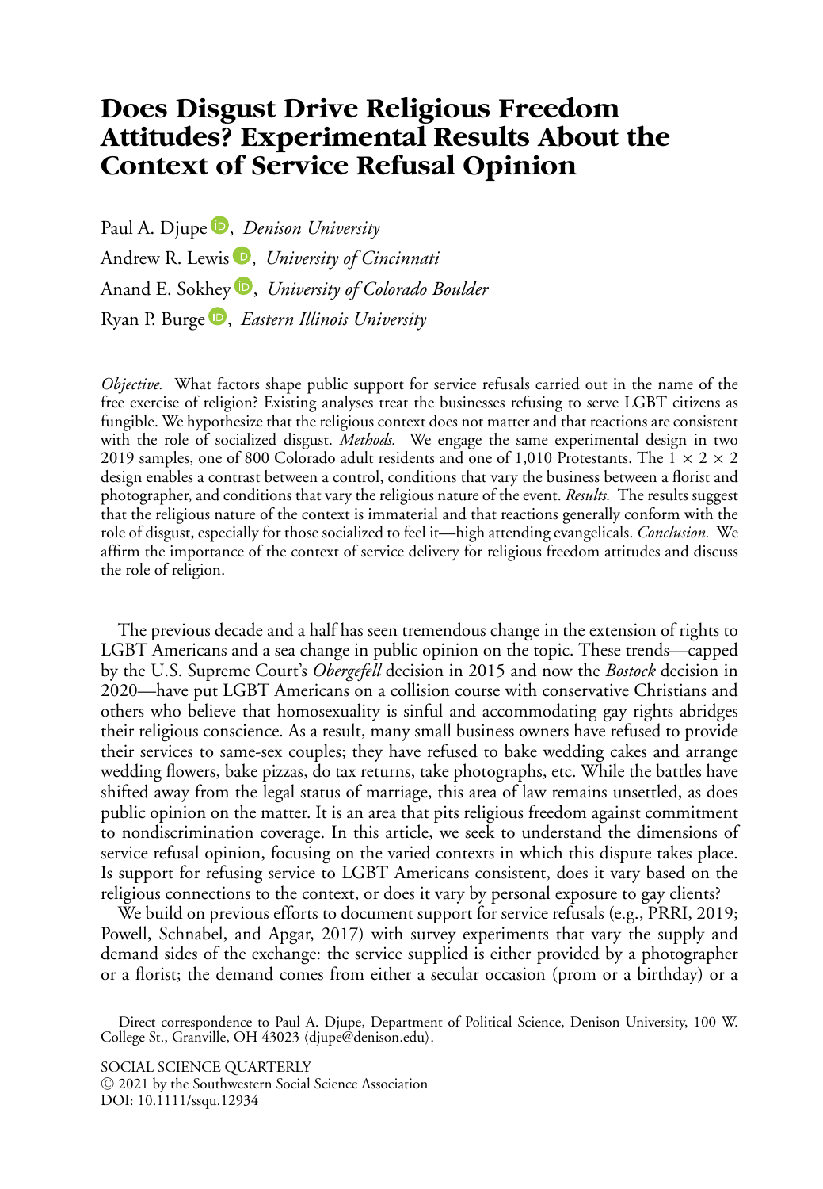# Does Disgust Drive Religious Freedom Attitudes? Experimental Results About the Context of Service Refusal Opinion

Paul A. Djupe, *Denison University*

Andrew R. Lewis, *University of Cincinnati*

Anand E. Sokhey, *University of Colorado Boulder*

Ryan P. Burge, *Eastern Illinois University*

*Objective.* What factors shape public support for service refusals carried out in the name of the free exercise of religion? Existing analyses treat the businesses refusing to serve LGBT citizens as fungible. We hypothesize that the religious context does not matter and that reactions are consistent with the role of socialized disgust. *Methods.* We engage the same experimental design in two 2019 samples, one of 800 Colorado adult residents and one of 1,010 Protestants. The $1 \times 2 \times 2$ design enables a contrast between a control, conditions that vary the business between a florist and photographer, and conditions that vary the religious nature of the event. *Results.* The results suggest that the religious nature of the context is immaterial and that reactions generally conform with the role of disgust, especially for those socialized to feel it—high attending evangelicals. *Conclusion.* We affirm the importance of the context of service delivery for religious freedom attitudes and discuss the role of religion.

The previous decade and a half has seen tremendous change in the extension of rights to LGBT Americans and a sea change in public opinion on the topic. These trends—capped by the U.S. Supreme Court's *Obergefell* decision in 2015 and now the *Bostock* decision in 2020—have put LGBT Americans on a collision course with conservative Christians and others who believe that homosexuality is sinful and accommodating gay rights abridges their religious conscience. As a result, many small business owners have refused to provide their services to same-sex couples; they have refused to bake wedding cakes and arrange wedding flowers, bake pizzas, do tax returns, take photographs, etc. While the battles have shifted away from the legal status of marriage, this area of law remains unsettled, as does public opinion on the matter. It is an area that pits religious freedom against commitment to nondiscrimination coverage. In this article, we seek to understand the dimensions of service refusal opinion, focusing on the varied contexts in which this dispute takes place. Is support for refusing service to LGBT Americans consistent, does it vary based on the religious connections to the context, or does it vary by personal exposure to gay clients?

We build on previous efforts to document support for service refusals (e.g., PRRI, 2019; Powell, Schnabel, and Apgar, 2017) with survey experiments that vary the supply and demand sides of the exchange: the service supplied is either provided by a photographer or a florist; the demand comes from either a secular occasion (prom or a birthday) or a

Direct correspondence to Paul A. Djupe, Department of Political Science, Denison University, 100 W. College St., Granville, OH 43023 ⟨djupe@denison.edu⟩.

SOCIAL SCIENCE QUARTERLY
© 2021 by the Southwestern Social Science Association
DOI: 10.1111/ssqu.12934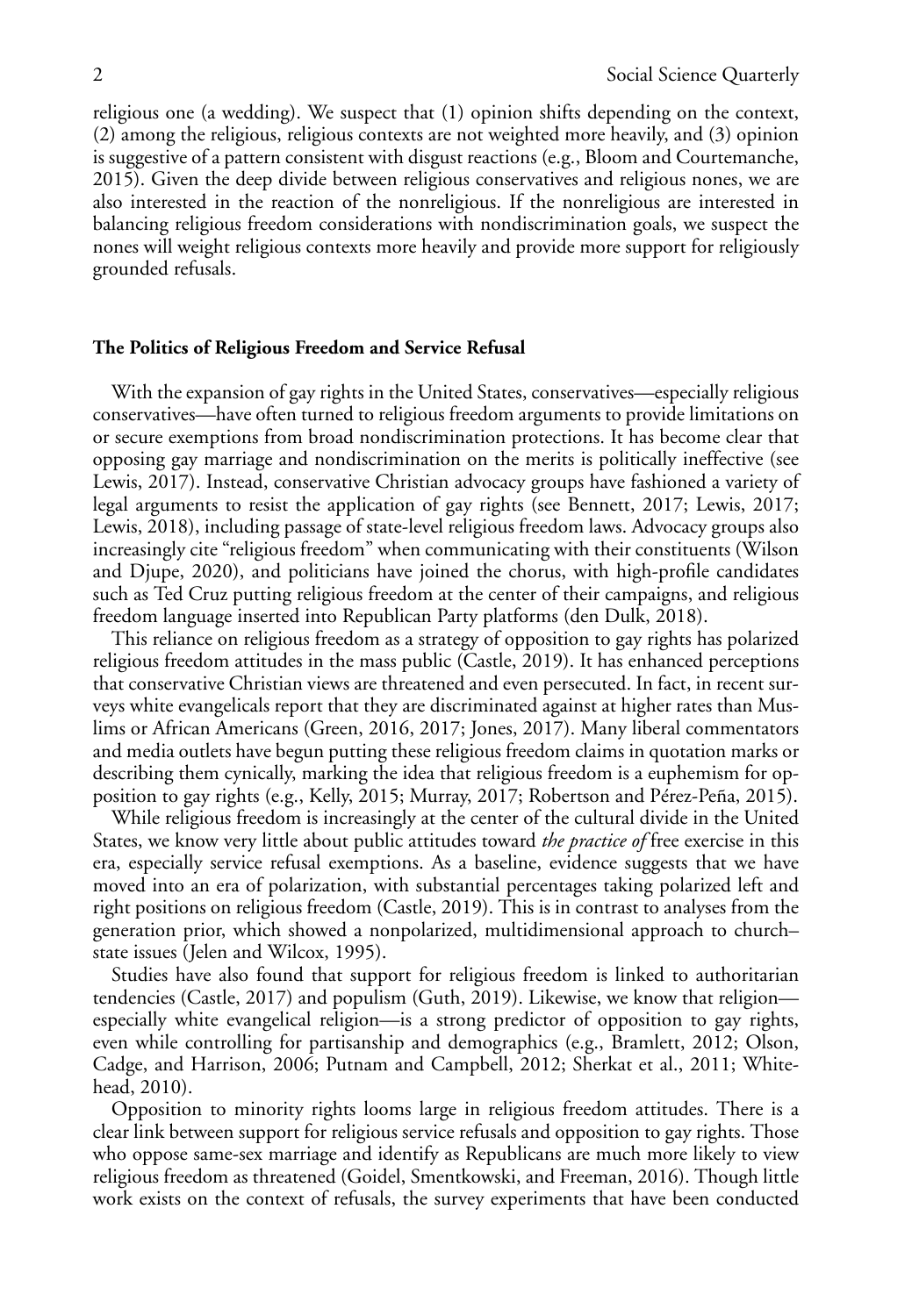religious one (a wedding). We suspect that (1) opinion shifts depending on the context, (2) among the religious, religious contexts are not weighted more heavily, and (3) opinion is suggestive of a pattern consistent with disgust reactions (e.g., Bloom and Courtemanche, 2015). Given the deep divide between religious conservatives and religious nones, we are also interested in the reaction of the nonreligious. If the nonreligious are interested in balancing religious freedom considerations with nondiscrimination goals, we suspect the nones will weight religious contexts more heavily and provide more support for religiously grounded refusals.

### The Politics of Religious Freedom and Service Refusal

With the expansion of gay rights in the United States, conservatives—especially religious conservatives—have often turned to religious freedom arguments to provide limitations on or secure exemptions from broad nondiscrimination protections. It has become clear that opposing gay marriage and nondiscrimination on the merits is politically ineffective (see Lewis, 2017). Instead, conservative Christian advocacy groups have fashioned a variety of legal arguments to resist the application of gay rights (see Bennett, 2017; Lewis, 2017; Lewis, 2018), including passage of state-level religious freedom laws. Advocacy groups also increasingly cite "religious freedom" when communicating with their constituents (Wilson and Djupe, 2020), and politicians have joined the chorus, with high-profile candidates such as Ted Cruz putting religious freedom at the center of their campaigns, and religious freedom language inserted into Republican Party platforms (den Dulk, 2018).

This reliance on religious freedom as a strategy of opposition to gay rights has polarized religious freedom attitudes in the mass public (Castle, 2019). It has enhanced perceptions that conservative Christian views are threatened and even persecuted. In fact, in recent surveys white evangelicals report that they are discriminated against at higher rates than Muslims or African Americans (Green, 2016, 2017; Jones, 2017). Many liberal commentators and media outlets have begun putting these religious freedom claims in quotation marks or describing them cynically, marking the idea that religious freedom is a euphemism for opposition to gay rights (e.g., Kelly, 2015; Murray, 2017; Robertson and Pérez-Peña, 2015).

While religious freedom is increasingly at the center of the cultural divide in the United States, we know very little about public attitudes toward *the practice of* free exercise in this era, especially service refusal exemptions. As a baseline, evidence suggests that we have moved into an era of polarization, with substantial percentages taking polarized left and right positions on religious freedom (Castle, 2019). This is in contrast to analyses from the generation prior, which showed a nonpolarized, multidimensional approach to church–state issues (Jelen and Wilcox, 1995).

Studies have also found that support for religious freedom is linked to authoritarian tendencies (Castle, 2017) and populism (Guth, 2019). Likewise, we know that religion—especially white evangelical religion—is a strong predictor of opposition to gay rights, even while controlling for partisanship and demographics (e.g., Bramlett, 2012; Olson, Cadge, and Harrison, 2006; Putnam and Campbell, 2012; Sherkat et al., 2011; Whitehead, 2010).

Opposition to minority rights looms large in religious freedom attitudes. There is a clear link between support for religious service refusals and opposition to gay rights. Those who oppose same-sex marriage and identify as Republicans are much more likely to view religious freedom as threatened (Goidel, Smentkowski, and Freeman, 2016). Though little work exists on the context of refusals, the survey experiments that have been conducted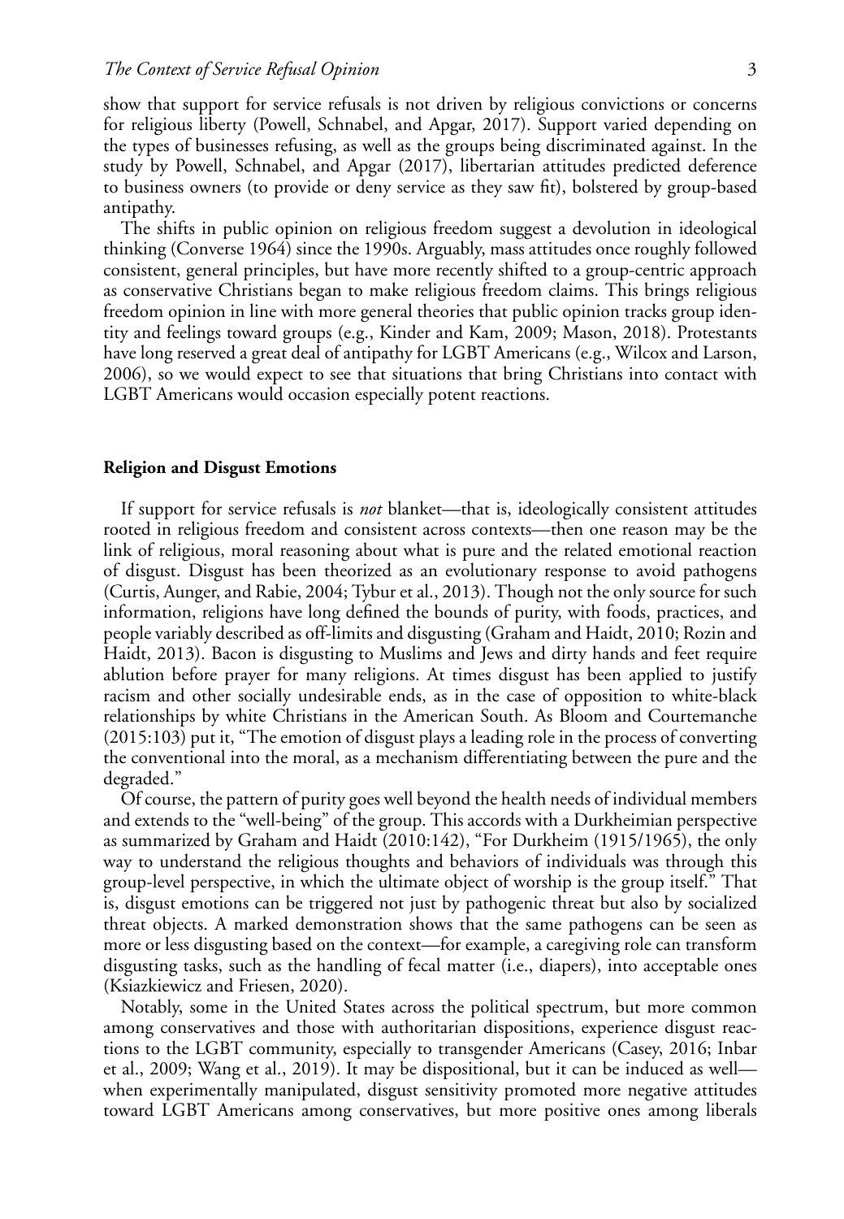show that support for service refusals is not driven by religious convictions or concerns for religious liberty (Powell, Schnabel, and Apgar, 2017). Support varied depending on the types of businesses refusing, as well as the groups being discriminated against. In the study by Powell, Schnabel, and Apgar (2017), libertarian attitudes predicted deference to business owners (to provide or deny service as they saw fit), bolstered by group-based antipathy.

The shifts in public opinion on religious freedom suggest a devolution in ideological thinking (Converse 1964) since the 1990s. Arguably, mass attitudes once roughly followed consistent, general principles, but have more recently shifted to a group-centric approach as conservative Christians began to make religious freedom claims. This brings religious freedom opinion in line with more general theories that public opinion tracks group identity and feelings toward groups (e.g., Kinder and Kam, 2009; Mason, 2018). Protestants have long reserved a great deal of antipathy for LGBT Americans (e.g., Wilcox and Larson, 2006), so we would expect to see that situations that bring Christians into contact with LGBT Americans would occasion especially potent reactions.

## Religion and Disgust Emotions

If support for service refusals is *not* blanket—that is, ideologically consistent attitudes rooted in religious freedom and consistent across contexts—then one reason may be the link of religious, moral reasoning about what is pure and the related emotional reaction of disgust. Disgust has been theorized as an evolutionary response to avoid pathogens (Curtis, Aunger, and Rabie, 2004; Tybur et al., 2013). Though not the only source for such information, religions have long defined the bounds of purity, with foods, practices, and people variably described as off-limits and disgusting (Graham and Haidt, 2010; Rozin and Haidt, 2013). Bacon is disgusting to Muslims and Jews and dirty hands and feet require ablution before prayer for many religions. At times disgust has been applied to justify racism and other socially undesirable ends, as in the case of opposition to white-black relationships by white Christians in the American South. As Bloom and Courtemanche (2015:103) put it, "The emotion of disgust plays a leading role in the process of converting the conventional into the moral, as a mechanism differentiating between the pure and the degraded."

Of course, the pattern of purity goes well beyond the health needs of individual members and extends to the "well-being" of the group. This accords with a Durkheimian perspective as summarized by Graham and Haidt (2010:142), "For Durkheim (1915/1965), the only way to understand the religious thoughts and behaviors of individuals was through this group-level perspective, in which the ultimate object of worship is the group itself." That is, disgust emotions can be triggered not just by pathogenic threat but also by socialized threat objects. A marked demonstration shows that the same pathogens can be seen as more or less disgusting based on the context—for example, a caregiving role can transform disgusting tasks, such as the handling of fecal matter (i.e., diapers), into acceptable ones (Ksiazkiewicz and Friesen, 2020).

Notably, some in the United States across the political spectrum, but more common among conservatives and those with authoritarian dispositions, experience disgust reactions to the LGBT community, especially to transgender Americans (Casey, 2016; Inbar et al., 2009; Wang et al., 2019). It may be dispositional, but it can be induced as well—when experimentally manipulated, disgust sensitivity promoted more negative attitudes toward LGBT Americans among conservatives, but more positive ones among liberals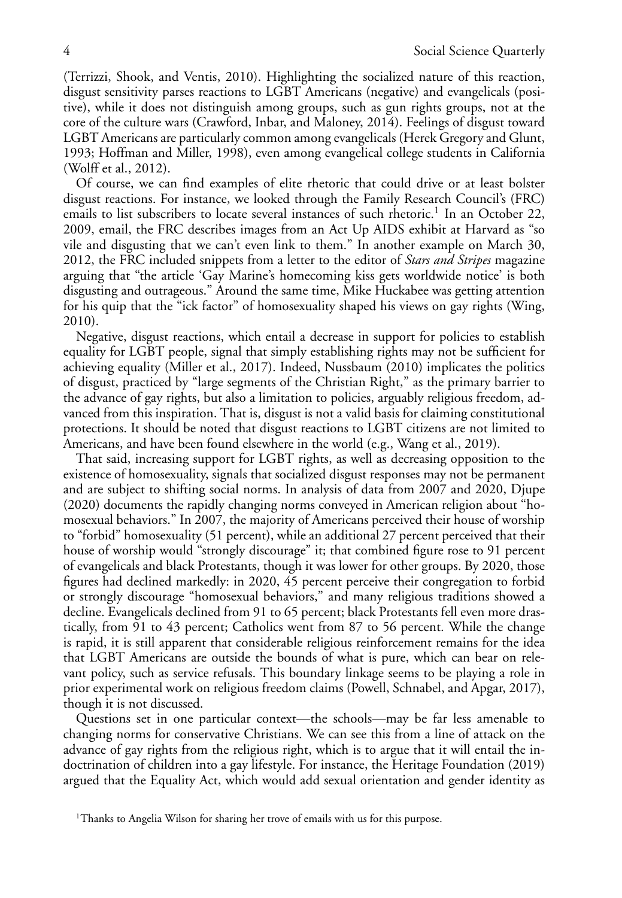(Terrizzi, Shook, and Ventis, 2010). Highlighting the socialized nature of this reaction, disgust sensitivity parses reactions to LGBT Americans (negative) and evangelicals (positive), while it does not distinguish among groups, such as gun rights groups, not at the core of the culture wars (Crawford, Inbar, and Maloney, 2014). Feelings of disgust toward LGBT Americans are particularly common among evangelicals (Herek Gregory and Glunt, 1993; Hoffman and Miller, 1998), even among evangelical college students in California (Wolff et al., 2012).

Of course, we can find examples of elite rhetoric that could drive or at least bolster disgust reactions. For instance, we looked through the Family Research Council's (FRC) emails to list subscribers to locate several instances of such rhetoric.[1] In an October 22, 2009, email, the FRC describes images from an Act Up AIDS exhibit at Harvard as "so vile and disgusting that we can't even link to them." In another example on March 30, 2012, the FRC included snippets from a letter to the editor of *Stars and Stripes* magazine arguing that "the article 'Gay Marine's homecoming kiss gets worldwide notice' is both disgusting and outrageous." Around the same time, Mike Huckabee was getting attention for his quip that the "ick factor" of homosexuality shaped his views on gay rights (Wing, 2010).

Negative, disgust reactions, which entail a decrease in support for policies to establish equality for LGBT people, signal that simply establishing rights may not be sufficient for achieving equality (Miller et al., 2017). Indeed, Nussbaum (2010) implicates the politics of disgust, practiced by "large segments of the Christian Right," as the primary barrier to the advance of gay rights, but also a limitation to policies, arguably religious freedom, advanced from this inspiration. That is, disgust is not a valid basis for claiming constitutional protections. It should be noted that disgust reactions to LGBT citizens are not limited to Americans, and have been found elsewhere in the world (e.g., Wang et al., 2019).

That said, increasing support for LGBT rights, as well as decreasing opposition to the existence of homosexuality, signals that socialized disgust responses may not be permanent and are subject to shifting social norms. In analysis of data from 2007 and 2020, Djupe (2020) documents the rapidly changing norms conveyed in American religion about "homosexual behaviors." In 2007, the majority of Americans perceived their house of worship to "forbid" homosexuality (51 percent), while an additional 27 percent perceived that their house of worship would "strongly discourage" it; that combined figure rose to 91 percent of evangelicals and black Protestants, though it was lower for other groups. By 2020, those figures had declined markedly: in 2020, 45 percent perceive their congregation to forbid or strongly discourage "homosexual behaviors," and many religious traditions showed a decline. Evangelicals declined from 91 to 65 percent; black Protestants fell even more drastically, from 91 to 43 percent; Catholics went from 87 to 56 percent. While the change is rapid, it is still apparent that considerable religious reinforcement remains for the idea that LGBT Americans are outside the bounds of what is pure, which can bear on relevant policy, such as service refusals. This boundary linkage seems to be playing a role in prior experimental work on religious freedom claims (Powell, Schnabel, and Apgar, 2017), though it is not discussed.

Questions set in one particular context—the schools—may be far less amenable to changing norms for conservative Christians. We can see this from a line of attack on the advance of gay rights from the religious right, which is to argue that it will entail the indoctrination of children into a gay lifestyle. For instance, the Heritage Foundation (2019) argued that the Equality Act, which would add sexual orientation and gender identity as

[1] Thanks to Angelia Wilson for sharing her trove of emails with us for this purpose.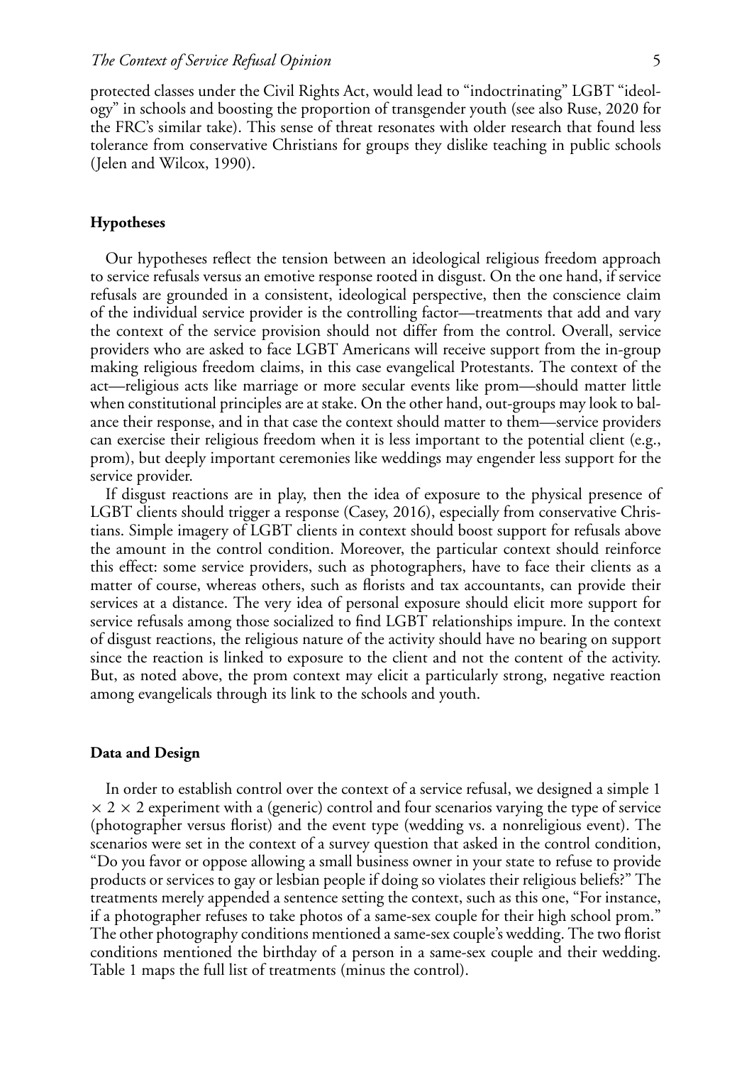protected classes under the Civil Rights Act, would lead to "indoctrinating" LGBT "ideology" in schools and boosting the proportion of transgender youth (see also Ruse, 2020 for the FRC's similar take). This sense of threat resonates with older research that found less tolerance from conservative Christians for groups they dislike teaching in public schools (Jelen and Wilcox, 1990).

### Hypotheses

Our hypotheses reflect the tension between an ideological religious freedom approach to service refusals versus an emotive response rooted in disgust. On the one hand, if service refusals are grounded in a consistent, ideological perspective, then the conscience claim of the individual service provider is the controlling factor—treatments that add and vary the context of the service provision should not differ from the control. Overall, service providers who are asked to face LGBT Americans will receive support from the in-group making religious freedom claims, in this case evangelical Protestants. The context of the act—religious acts like marriage or more secular events like prom—should matter little when constitutional principles are at stake. On the other hand, out-groups may look to balance their response, and in that case the context should matter to them—service providers can exercise their religious freedom when it is less important to the potential client (e.g., prom), but deeply important ceremonies like weddings may engender less support for the service provider.

If disgust reactions are in play, then the idea of exposure to the physical presence of LGBT clients should trigger a response (Casey, 2016), especially from conservative Christians. Simple imagery of LGBT clients in context should boost support for refusals above the amount in the control condition. Moreover, the particular context should reinforce this effect: some service providers, such as photographers, have to face their clients as a matter of course, whereas others, such as florists and tax accountants, can provide their services at a distance. The very idea of personal exposure should elicit more support for service refusals among those socialized to find LGBT relationships impure. In the context of disgust reactions, the religious nature of the activity should have no bearing on support since the reaction is linked to exposure to the client and not the content of the activity. But, as noted above, the prom context may elicit a particularly strong, negative reaction among evangelicals through its link to the schools and youth.

### Data and Design

In order to establish control over the context of a service refusal, we designed a simple $1 \times 2 \times 2$ experiment with a (generic) control and four scenarios varying the type of service (photographer versus florist) and the event type (wedding vs. a nonreligious event). The scenarios were set in the context of a survey question that asked in the control condition, "Do you favor or oppose allowing a small business owner in your state to refuse to provide products or services to gay or lesbian people if doing so violates their religious beliefs?" The treatments merely appended a sentence setting the context, such as this one, "For instance, if a photographer refuses to take photos of a same-sex couple for their high school prom." The other photography conditions mentioned a same-sex couple's wedding. The two florist conditions mentioned the birthday of a person in a same-sex couple and their wedding. Table 1 maps the full list of treatments (minus the control).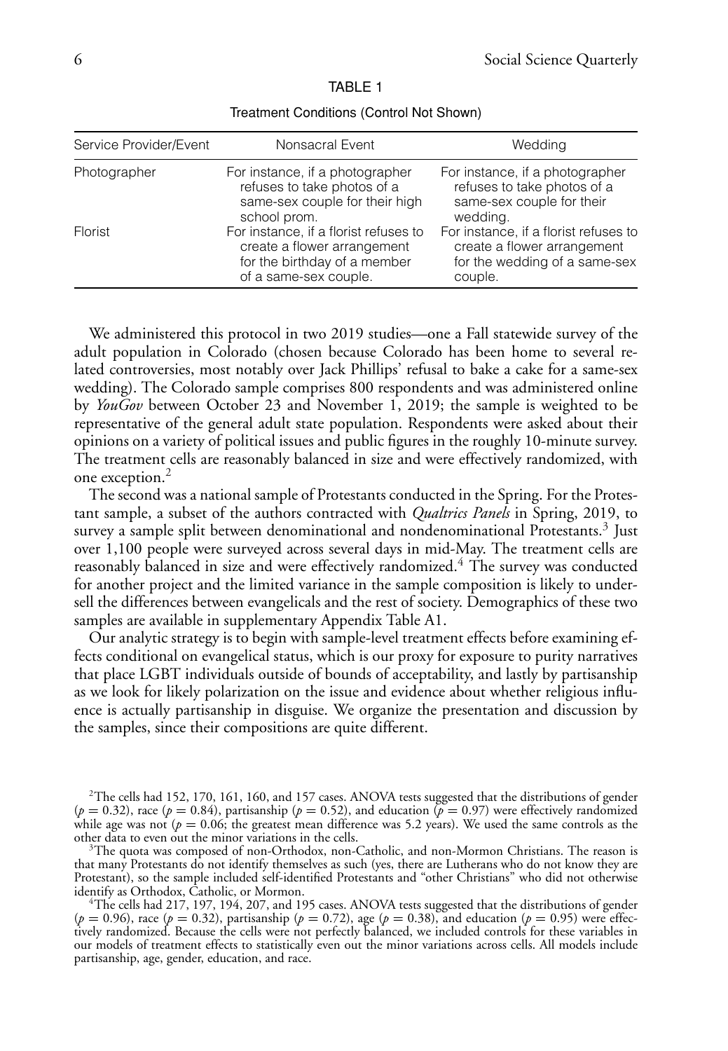TABLE 1

Treatment Conditions (Control Not Shown)

| Service Provider/Event | Nonsacral Event | Wedding |
|---|---|---|
| Photographer | For instance, if a photographer refuses to take photos of a same-sex couple for their high school prom. | For instance, if a photographer refuses to take photos of a same-sex couple for their wedding. |
| Florist | For instance, if a florist refuses to create a flower arrangement for the birthday of a member of a same-sex couple. | For instance, if a florist refuses to create a flower arrangement for the wedding of a same-sex couple. |

We administered this protocol in two 2019 studies—one a Fall statewide survey of the adult population in Colorado (chosen because Colorado has been home to several related controversies, most notably over Jack Phillips' refusal to bake a cake for a same-sex wedding). The Colorado sample comprises 800 respondents and was administered online by *YouGov* between October 23 and November 1, 2019; the sample is weighted to be representative of the general adult state population. Respondents were asked about their opinions on a variety of political issues and public figures in the roughly 10-minute survey. The treatment cells are reasonably balanced in size and were effectively randomized, with one exception.[2]

The second was a national sample of Protestants conducted in the Spring. For the Protestant sample, a subset of the authors contracted with *Qualtrics Panels* in Spring, 2019, to survey a sample split between denominational and nondenominational Protestants.[3] Just over 1,100 people were surveyed across several days in mid-May. The treatment cells are reasonably balanced in size and were effectively randomized.[4] The survey was conducted for another project and the limited variance in the sample composition is likely to undersell the differences between evangelicals and the rest of society. Demographics of these two samples are available in supplementary Appendix Table A1.

Our analytic strategy is to begin with sample-level treatment effects before examining effects conditional on evangelical status, which is our proxy for exposure to purity narratives that place LGBT individuals outside of bounds of acceptability, and lastly by partisanship as we look for likely polarization on the issue and evidence about whether religious influence is actually partisanship in disguise. We organize the presentation and discussion by the samples, since their compositions are quite different.

[2]The cells had 152, 170, 161, 160, and 157 cases. ANOVA tests suggested that the distributions of gender ($p = 0.32$), race ($p = 0.84$), partisanship ($p = 0.52$), and education ($p = 0.97$) were effectively randomized while age was not ($p = 0.06$; the greatest mean difference was 5.2 years). We used the same controls as the other data to even out the minor variations in the cells.

[3]The quota was composed of non-Orthodox, non-Catholic, and non-Mormon Christians. The reason is that many Protestants do not identify themselves as such (yes, there are Lutherans who do not know they are Protestant), so the sample included self-identified Protestants and "other Christians" who did not otherwise identify as Orthodox, Catholic, or Mormon.

[4]The cells had 217, 197, 194, 207, and 195 cases. ANOVA tests suggested that the distributions of gender ($p = 0.96$), race ($p = 0.32$), partisanship ($p = 0.72$), age ($p = 0.38$), and education ($p = 0.95$) were effectively randomized. Because the cells were not perfectly balanced, we included controls for these variables in our models of treatment effects to statistically even out the minor variations across cells. All models include partisanship, age, gender, education, and race.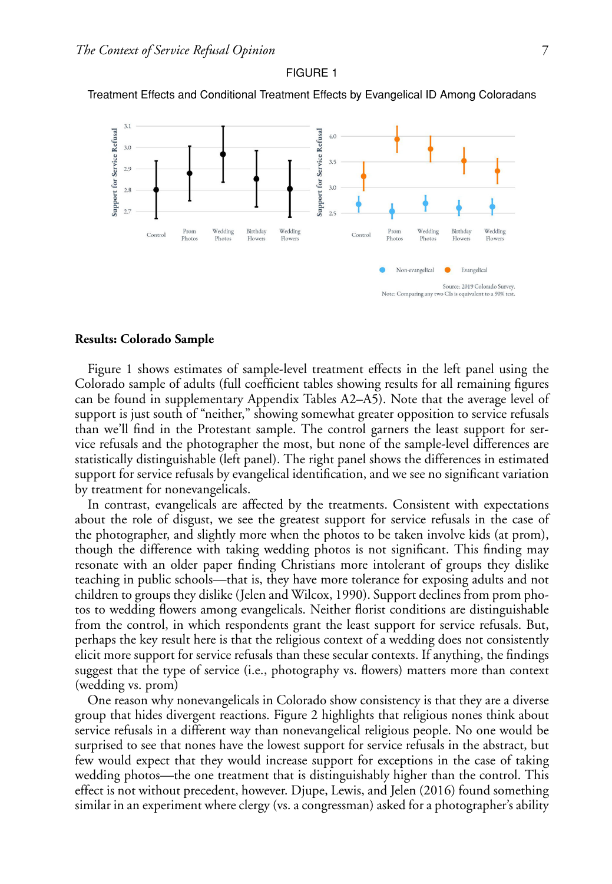FIGURE 1

Treatment Effects and Conditional Treatment Effects by Evangelical ID Among Coloradans

Source: 2019 Colorado Survey.
Note: Comparing any two CIs is equivalent to a 90% test.

## Results: Colorado Sample

Figure 1 shows estimates of sample-level treatment effects in the left panel using the Colorado sample of adults (full coefficient tables showing results for all remaining figures can be found in supplementary Appendix Tables A2–A5). Note that the average level of support is just south of "neither," showing somewhat greater opposition to service refusals than we'll find in the Protestant sample. The control garners the least support for service refusals and the photographer the most, but none of the sample-level differences are statistically distinguishable (left panel). The right panel shows the differences in estimated support for service refusals by evangelical identification, and we see no significant variation by treatment for nonevangelicals.

In contrast, evangelicals are affected by the treatments. Consistent with expectations about the role of disgust, we see the greatest support for service refusals in the case of the photographer, and slightly more when the photos to be taken involve kids (at prom), though the difference with taking wedding photos is not significant. This finding may resonate with an older paper finding Christians more intolerant of groups they dislike teaching in public schools—that is, they have more tolerance for exposing adults and not children to groups they dislike (Jelen and Wilcox, 1990). Support declines from prom photos to wedding flowers among evangelicals. Neither florist conditions are distinguishable from the control, in which respondents grant the least support for service refusals. But, perhaps the key result here is that the religious context of a wedding does not consistently elicit more support for service refusals than these secular contexts. If anything, the findings suggest that the type of service (i.e., photography vs. flowers) matters more than context (wedding vs. prom)

One reason why nonevangelicals in Colorado show consistency is that they are a diverse group that hides divergent reactions. Figure 2 highlights that religious nones think about service refusals in a different way than nonevangelical religious people. No one would be surprised to see that nones have the lowest support for service refusals in the abstract, but few would expect that they would increase support for exceptions in the case of taking wedding photos—the one treatment that is distinguishably higher than the control. This effect is not without precedent, however. Djupe, Lewis, and Jelen (2016) found something similar in an experiment where clergy (vs. a congressman) asked for a photographer's ability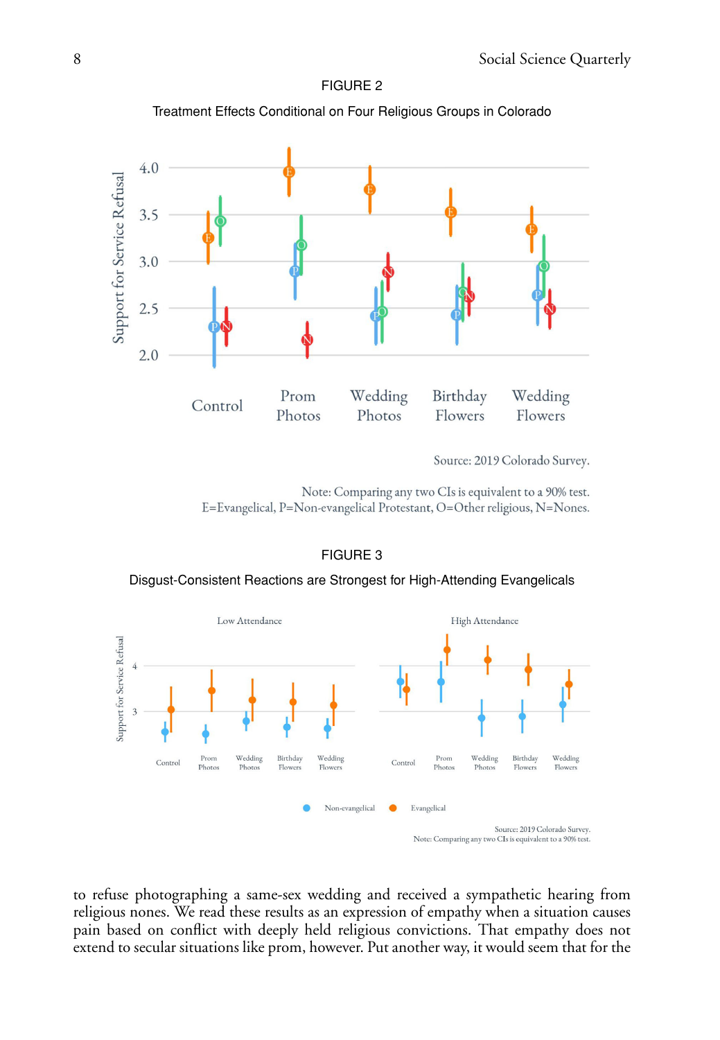FIGURE 2

Treatment Effects Conditional on Four Religious Groups in Colorado

Source: 2019 Colorado Survey.

Note: Comparing any two CIs is equivalent to a 90% test.
E=Evangelical, P=Non-evangelical Protestant, O=Other religious, N=Nones.

FIGURE 3

Disgust-Consistent Reactions are Strongest for High-Attending Evangelicals

Source: 2019 Colorado Survey.
Note: Comparing any two CIs is equivalent to a 90% test.

to refuse photographing a same-sex wedding and received a sympathetic hearing from religious nones. We read these results as an expression of empathy when a situation causes pain based on conflict with deeply held religious convictions. That empathy does not extend to secular situations like prom, however. Put another way, it would seem that for the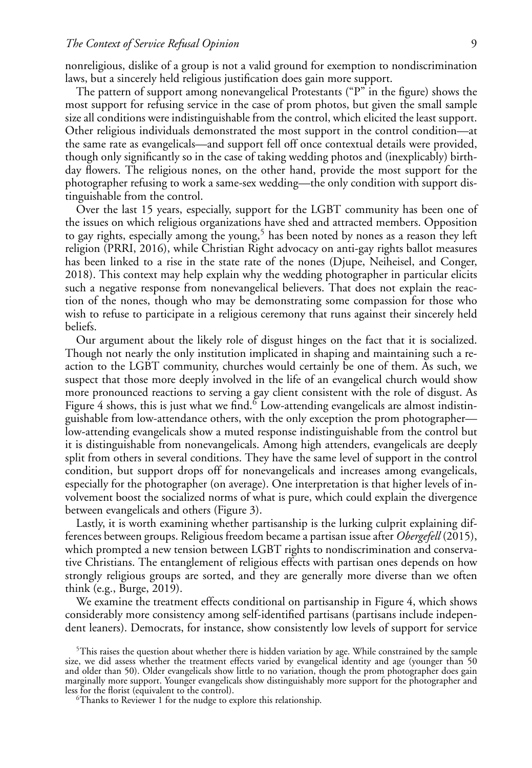nonreligious, dislike of a group is not a valid ground for exemption to nondiscrimination laws, but a sincerely held religious justification does gain more support.

The pattern of support among nonevangelical Protestants ("P" in the figure) shows the most support for refusing service in the case of prom photos, but given the small sample size all conditions were indistinguishable from the control, which elicited the least support. Other religious individuals demonstrated the most support in the control condition—at the same rate as evangelicals—and support fell off once contextual details were provided, though only significantly so in the case of taking wedding photos and (inexplicably) birthday flowers. The religious nones, on the other hand, provide the most support for the photographer refusing to work a same-sex wedding—the only condition with support distinguishable from the control.

Over the last 15 years, especially, support for the LGBT community has been one of the issues on which religious organizations have shed and attracted members. Opposition to gay rights, especially among the young,[5] has been noted by nones as a reason they left religion (PRRI, 2016), while Christian Right advocacy on anti-gay rights ballot measures has been linked to a rise in the state rate of the nones (Djupe, Neiheisel, and Conger, 2018). This context may help explain why the wedding photographer in particular elicits such a negative response from nonevangelical believers. That does not explain the reaction of the nones, though who may be demonstrating some compassion for those who wish to refuse to participate in a religious ceremony that runs against their sincerely held beliefs.

Our argument about the likely role of disgust hinges on the fact that it is socialized. Though not nearly the only institution implicated in shaping and maintaining such a reaction to the LGBT community, churches would certainly be one of them. As such, we suspect that those more deeply involved in the life of an evangelical church would show more pronounced reactions to serving a gay client consistent with the role of disgust. As Figure 4 shows, this is just what we find.[6] Low-attending evangelicals are almost indistinguishable from low-attendance others, with the only exception the prom photographer—low-attending evangelicals show a muted response indistinguishable from the control but it is distinguishable from nonevangelicals. Among high attenders, evangelicals are deeply split from others in several conditions. They have the same level of support in the control condition, but support drops off for nonevangelicals and increases among evangelicals, especially for the photographer (on average). One interpretation is that higher levels of involvement boost the socialized norms of what is pure, which could explain the divergence between evangelicals and others (Figure 3).

Lastly, it is worth examining whether partisanship is the lurking culprit explaining differences between groups. Religious freedom became a partisan issue after *Obergefell* (2015), which prompted a new tension between LGBT rights to nondiscrimination and conservative Christians. The entanglement of religious effects with partisan ones depends on how strongly religious groups are sorted, and they are generally more diverse than we often think (e.g., Burge, 2019).

We examine the treatment effects conditional on partisanship in Figure 4, which shows considerably more consistency among self-identified partisans (partisans include independent leaners). Democrats, for instance, show consistently low levels of support for service

[5] This raises the question about whether there is hidden variation by age. While constrained by the sample size, we did assess whether the treatment effects varied by evangelical identity and age (younger than 50 and older than 50). Older evangelicals show little to no variation, though the prom photographer does gain marginally more support. Younger evangelicals show distinguishably more support for the photographer and less for the florist (equivalent to the control).

[6] Thanks to Reviewer 1 for the nudge to explore this relationship.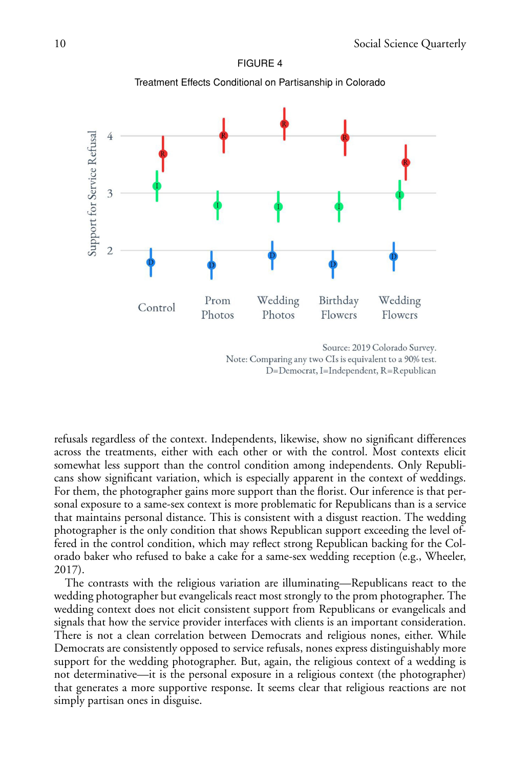FIGURE 4

Treatment Effects Conditional on Partisanship in Colorado

Source: 2019 Colorado Survey.
Note: Comparing any two CIs is equivalent to a 90% test.
D=Democrat, I=Independent, R=Republican

refusals regardless of the context. Independents, likewise, show no significant differences across the treatments, either with each other or with the control. Most contexts elicit somewhat less support than the control condition among independents. Only Republicans show significant variation, which is especially apparent in the context of weddings. For them, the photographer gains more support than the florist. Our inference is that personal exposure to a same-sex context is more problematic for Republicans than is a service that maintains personal distance. This is consistent with a disgust reaction. The wedding photographer is the only condition that shows Republican support exceeding the level offered in the control condition, which may reflect strong Republican backing for the Colorado baker who refused to bake a cake for a same-sex wedding reception (e.g., Wheeler, 2017).

The contrasts with the religious variation are illuminating—Republicans react to the wedding photographer but evangelicals react most strongly to the prom photographer. The wedding context does not elicit consistent support from Republicans or evangelicals and signals that how the service provider interfaces with clients is an important consideration. There is not a clean correlation between Democrats and religious nones, either. While Democrats are consistently opposed to service refusals, nones express distinguishably more support for the wedding photographer. But, again, the religious context of a wedding is not determinative—it is the personal exposure in a religious context (the photographer) that generates a more supportive response. It seems clear that religious reactions are not simply partisan ones in disguise.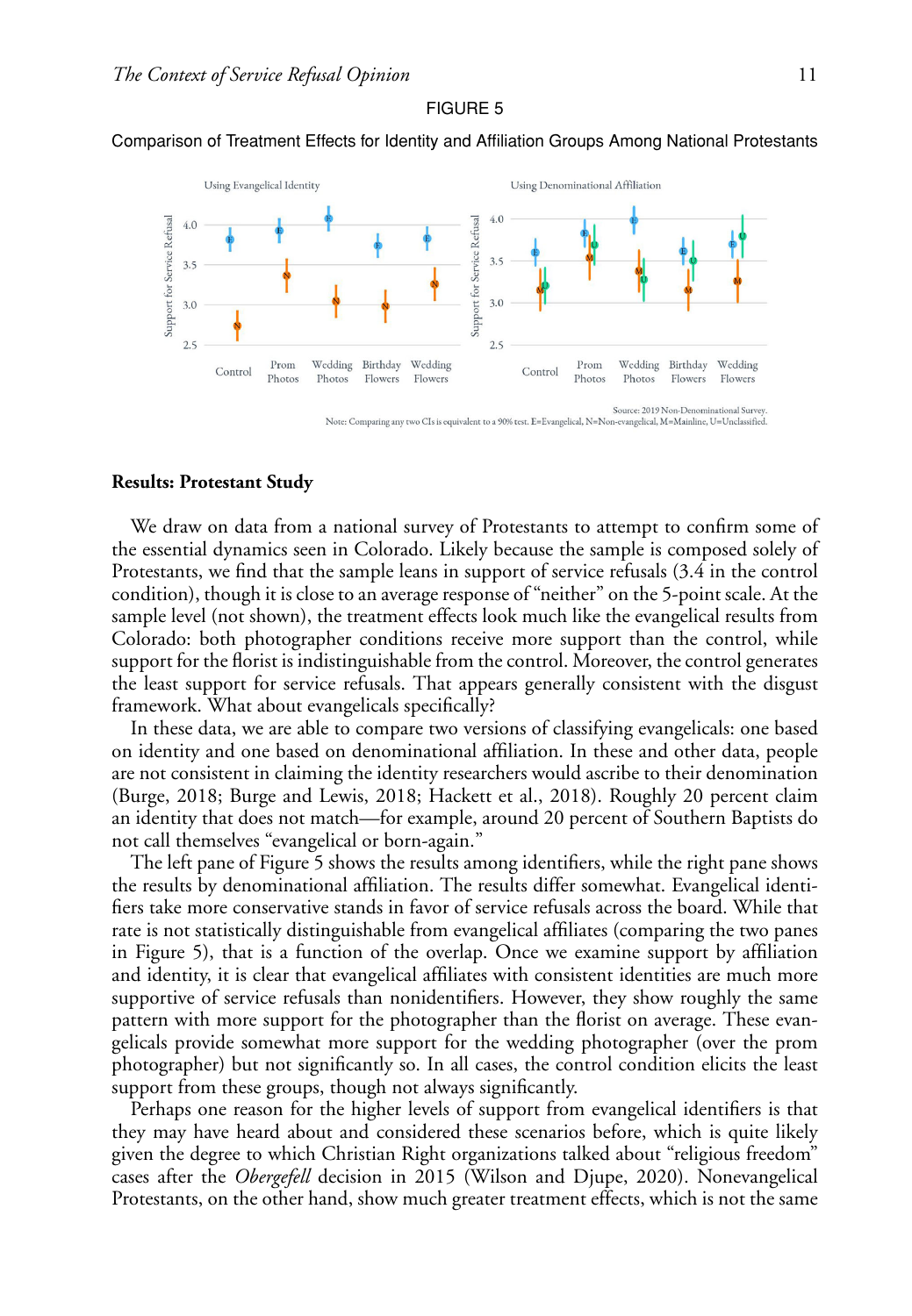FIGURE 5

Comparison of Treatment Effects for Identity and Affiliation Groups Among National Protestants

Source: 2019 Non-Denominational Survey.
Note: Comparing any two CIs is equivalent to a 90% test. E=Evangelical, N=Non-evangelical, M=Mainline, U=Unclassified.

### Results: Protestant Study

We draw on data from a national survey of Protestants to attempt to confirm some of the essential dynamics seen in Colorado. Likely because the sample is composed solely of Protestants, we find that the sample leans in support of service refusals (3.4 in the control condition), though it is close to an average response of "neither" on the 5-point scale. At the sample level (not shown), the treatment effects look much like the evangelical results from Colorado: both photographer conditions receive more support than the control, while support for the florist is indistinguishable from the control. Moreover, the control generates the least support for service refusals. That appears generally consistent with the disgust framework. What about evangelicals specifically?

In these data, we are able to compare two versions of classifying evangelicals: one based on identity and one based on denominational affiliation. In these and other data, people are not consistent in claiming the identity researchers would ascribe to their denomination (Burge, 2018; Burge and Lewis, 2018; Hackett et al., 2018). Roughly 20 percent claim an identity that does not match—for example, around 20 percent of Southern Baptists do not call themselves "evangelical or born-again."

The left pane of Figure 5 shows the results among identifiers, while the right pane shows the results by denominational affiliation. The results differ somewhat. Evangelical identifiers take more conservative stands in favor of service refusals across the board. While that rate is not statistically distinguishable from evangelical affiliates (comparing the two panes in Figure 5), that is a function of the overlap. Once we examine support by affiliation and identity, it is clear that evangelical affiliates with consistent identities are much more supportive of service refusals than nonidentifiers. However, they show roughly the same pattern with more support for the photographer than the florist on average. These evangelicals provide somewhat more support for the wedding photographer (over the prom photographer) but not significantly so. In all cases, the control condition elicits the least support from these groups, though not always significantly.

Perhaps one reason for the higher levels of support from evangelical identifiers is that they may have heard about and considered these scenarios before, which is quite likely given the degree to which Christian Right organizations talked about "religious freedom" cases after the *Obergefell* decision in 2015 (Wilson and Djupe, 2020). Nonevangelical Protestants, on the other hand, show much greater treatment effects, which is not the same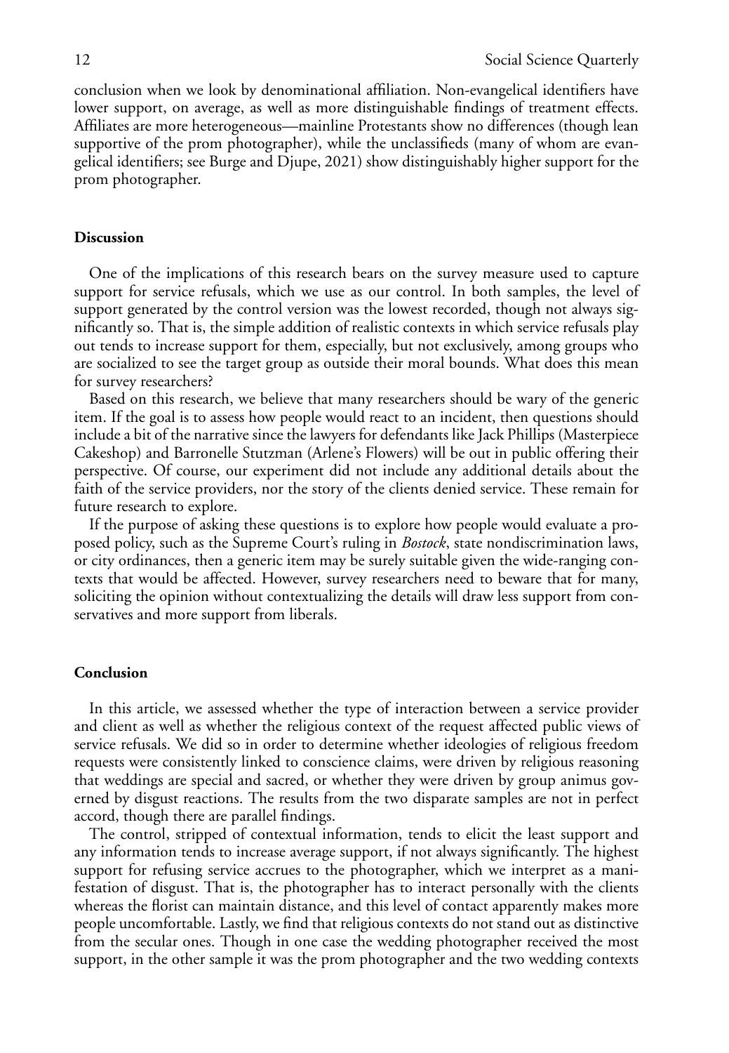conclusion when we look by denominational affiliation. Non-evangelical identifiers have lower support, on average, as well as more distinguishable findings of treatment effects. Affiliates are more heterogeneous—mainline Protestants show no differences (though lean supportive of the prom photographer), while the unclassifieds (many of whom are evangelical identifiers; see Burge and Djupe, 2021) show distinguishably higher support for the prom photographer.

### Discussion

One of the implications of this research bears on the survey measure used to capture support for service refusals, which we use as our control. In both samples, the level of support generated by the control version was the lowest recorded, though not always significantly so. That is, the simple addition of realistic contexts in which service refusals play out tends to increase support for them, especially, but not exclusively, among groups who are socialized to see the target group as outside their moral bounds. What does this mean for survey researchers?

Based on this research, we believe that many researchers should be wary of the generic item. If the goal is to assess how people would react to an incident, then questions should include a bit of the narrative since the lawyers for defendants like Jack Phillips (Masterpiece Cakeshop) and Barronelle Stutzman (Arlene's Flowers) will be out in public offering their perspective. Of course, our experiment did not include any additional details about the faith of the service providers, nor the story of the clients denied service. These remain for future research to explore.

If the purpose of asking these questions is to explore how people would evaluate a proposed policy, such as the Supreme Court's ruling in *Bostock*, state nondiscrimination laws, or city ordinances, then a generic item may be surely suitable given the wide-ranging contexts that would be affected. However, survey researchers need to beware that for many, soliciting the opinion without contextualizing the details will draw less support from conservatives and more support from liberals.

### Conclusion

In this article, we assessed whether the type of interaction between a service provider and client as well as whether the religious context of the request affected public views of service refusals. We did so in order to determine whether ideologies of religious freedom requests were consistently linked to conscience claims, were driven by religious reasoning that weddings are special and sacred, or whether they were driven by group animus governed by disgust reactions. The results from the two disparate samples are not in perfect accord, though there are parallel findings.

The control, stripped of contextual information, tends to elicit the least support and any information tends to increase average support, if not always significantly. The highest support for refusing service accrues to the photographer, which we interpret as a manifestation of disgust. That is, the photographer has to interact personally with the clients whereas the florist can maintain distance, and this level of contact apparently makes more people uncomfortable. Lastly, we find that religious contexts do not stand out as distinctive from the secular ones. Though in one case the wedding photographer received the most support, in the other sample it was the prom photographer and the two wedding contexts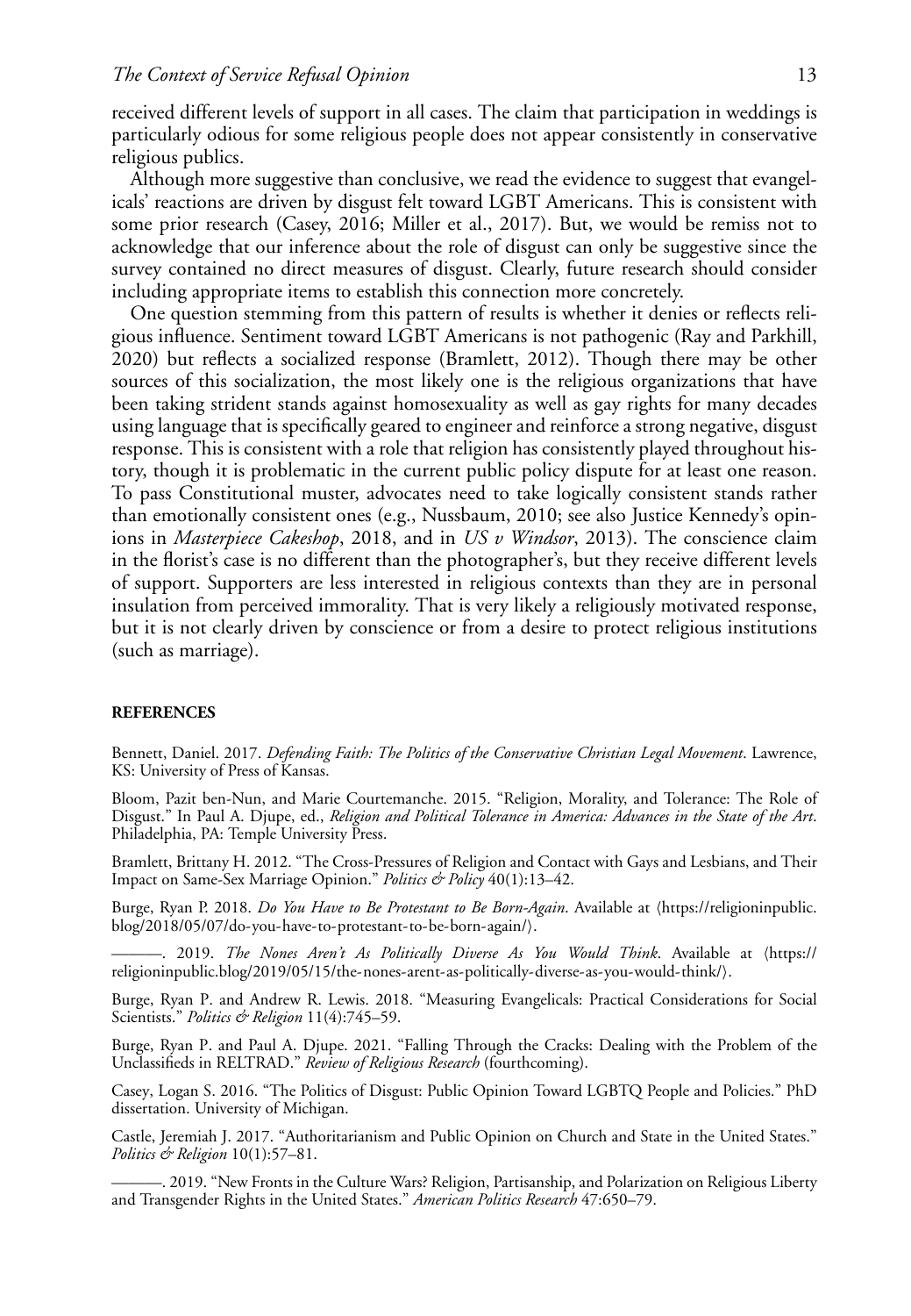received different levels of support in all cases. The claim that participation in weddings is particularly odious for some religious people does not appear consistently in conservative religious publics.

Although more suggestive than conclusive, we read the evidence to suggest that evangelicals' reactions are driven by disgust felt toward LGBT Americans. This is consistent with some prior research (Casey, 2016; Miller et al., 2017). But, we would be remiss not to acknowledge that our inference about the role of disgust can only be suggestive since the survey contained no direct measures of disgust. Clearly, future research should consider including appropriate items to establish this connection more concretely.

One question stemming from this pattern of results is whether it denies or reflects religious influence. Sentiment toward LGBT Americans is not pathogenic (Ray and Parkhill, 2020) but reflects a socialized response (Bramlett, 2012). Though there may be other sources of this socialization, the most likely one is the religious organizations that have been taking strident stands against homosexuality as well as gay rights for many decades using language that is specifically geared to engineer and reinforce a strong negative, disgust response. This is consistent with a role that religion has consistently played throughout history, though it is problematic in the current public policy dispute for at least one reason. To pass Constitutional muster, advocates need to take logically consistent stands rather than emotionally consistent ones (e.g., Nussbaum, 2010; see also Justice Kennedy's opinions in *Masterpiece Cakeshop*, 2018, and in *US v Windsor*, 2013). The conscience claim in the florist's case is no different than the photographer's, but they receive different levels of support. Supporters are less interested in religious contexts than they are in personal insulation from perceived immorality. That is very likely a religiously motivated response, but it is not clearly driven by conscience or from a desire to protect religious institutions (such as marriage).

## REFERENCES

Bennett, Daniel. 2017. *Defending Faith: The Politics of the Conservative Christian Legal Movement*. Lawrence, KS: University of Press of Kansas.

Bloom, Pazit ben-Nun, and Marie Courtemanche. 2015. "Religion, Morality, and Tolerance: The Role of Disgust." In Paul A. Djupe, ed., *Religion and Political Tolerance in America: Advances in the State of the Art*. Philadelphia, PA: Temple University Press.

Bramlett, Brittany H. 2012. "The Cross-Pressures of Religion and Contact with Gays and Lesbians, and Their Impact on Same-Sex Marriage Opinion." *Politics & Policy* 40(1):13–42.

Burge, Ryan P. 2018. *Do You Have to Be Protestant to Be Born-Again*. Available at ⟨https://religioninpublic.blog/2018/05/07/do-you-have-to-protestant-to-be-born-again/⟩.

———. 2019. *The Nones Aren't As Politically Diverse As You Would Think*. Available at ⟨https://religioninpublic.blog/2019/05/15/the-nones-arent-as-politically-diverse-as-you-would-think/⟩.

Burge, Ryan P. and Andrew R. Lewis. 2018. "Measuring Evangelicals: Practical Considerations for Social Scientists." *Politics & Religion* 11(4):745–59.

Burge, Ryan P. and Paul A. Djupe. 2021. "Falling Through the Cracks: Dealing with the Problem of the Unclassifieds in RELTRAD." *Review of Religious Research* (fourthcoming).

Casey, Logan S. 2016. "The Politics of Disgust: Public Opinion Toward LGBTQ People and Policies." PhD dissertation. University of Michigan.

Castle, Jeremiah J. 2017. "Authoritarianism and Public Opinion on Church and State in the United States." *Politics & Religion* 10(1):57–81.

———. 2019. "New Fronts in the Culture Wars? Religion, Partisanship, and Polarization on Religious Liberty and Transgender Rights in the United States." *American Politics Research* 47:650–79.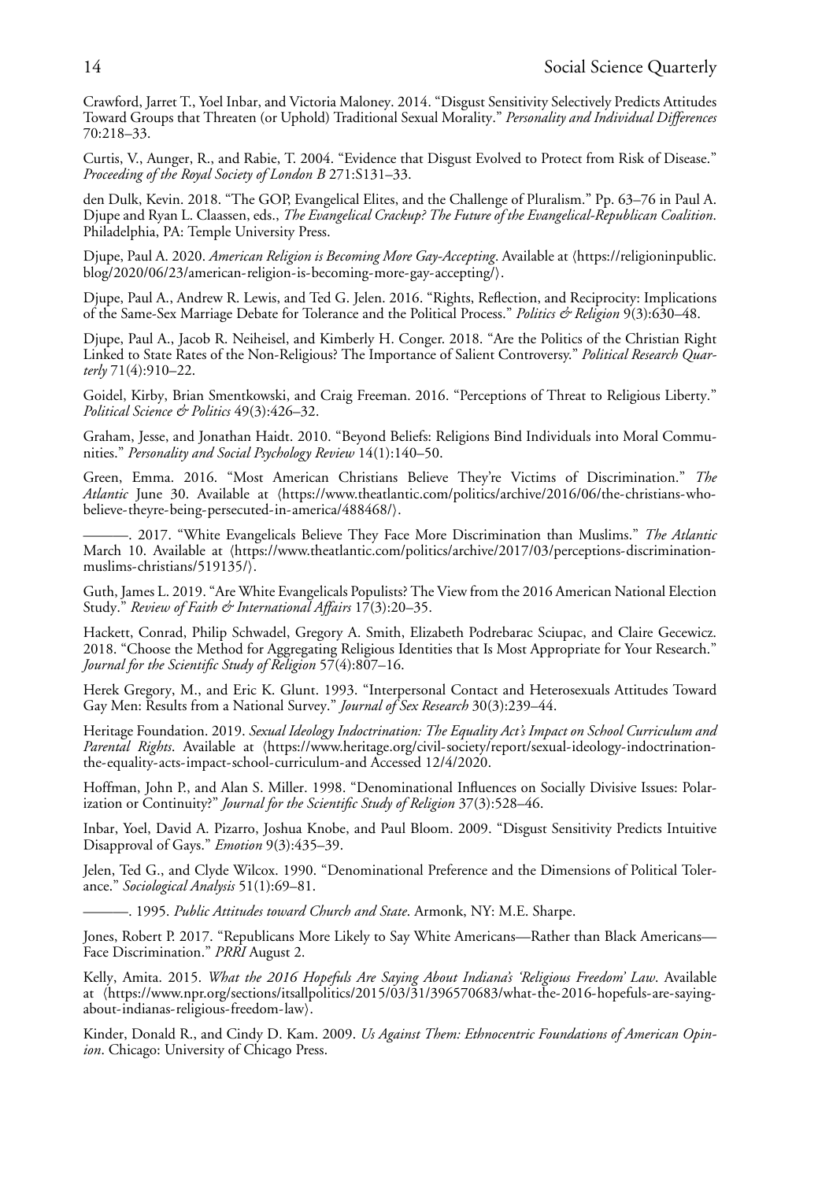Crawford, Jarret T., Yoel Inbar, and Victoria Maloney. 2014. "Disgust Sensitivity Selectively Predicts Attitudes Toward Groups that Threaten (or Uphold) Traditional Sexual Morality." *Personality and Individual Differences* 70:218–33.

Curtis, V., Aunger, R., and Rabie, T. 2004. "Evidence that Disgust Evolved to Protect from Risk of Disease." *Proceeding of the Royal Society of London B* 271:S131–33.

den Dulk, Kevin. 2018. "The GOP, Evangelical Elites, and the Challenge of Pluralism." Pp. 63–76 in Paul A. Djupe and Ryan L. Claassen, eds., *The Evangelical Crackup? The Future of the Evangelical-Republican Coalition*. Philadelphia, PA: Temple University Press.

Djupe, Paul A. 2020. *American Religion is Becoming More Gay-Accepting*. Available at ⟨https://religioninpublic.blog/2020/06/23/american-religion-is-becoming-more-gay-accepting/⟩.

Djupe, Paul A., Andrew R. Lewis, and Ted G. Jelen. 2016. "Rights, Reflection, and Reciprocity: Implications of the Same-Sex Marriage Debate for Tolerance and the Political Process." *Politics & Religion* 9(3):630–48.

Djupe, Paul A., Jacob R. Neiheisel, and Kimberly H. Conger. 2018. "Are the Politics of the Christian Right Linked to State Rates of the Non-Religious? The Importance of Salient Controversy." *Political Research Quarterly* 71(4):910–22.

Goidel, Kirby, Brian Smentkowski, and Craig Freeman. 2016. "Perceptions of Threat to Religious Liberty." *Political Science & Politics* 49(3):426–32.

Graham, Jesse, and Jonathan Haidt. 2010. "Beyond Beliefs: Religions Bind Individuals into Moral Communities." *Personality and Social Psychology Review* 14(1):140–50.

Green, Emma. 2016. "Most American Christians Believe They're Victims of Discrimination." *The Atlantic* June 30. Available at ⟨https://www.theatlantic.com/politics/archive/2016/06/the-christians-who-believe-theyre-being-persecuted-in-america/488468/⟩.

———. 2017. "White Evangelicals Believe They Face More Discrimination than Muslims." *The Atlantic* March 10. Available at ⟨https://www.theatlantic.com/politics/archive/2017/03/perceptions-discrimination-muslims-christians/519135/⟩.

Guth, James L. 2019. "Are White Evangelicals Populists? The View from the 2016 American National Election Study." *Review of Faith & International Affairs* 17(3):20–35.

Hackett, Conrad, Philip Schwadel, Gregory A. Smith, Elizabeth Podrebarac Sciupac, and Claire Gecewicz. 2018. "Choose the Method for Aggregating Religious Identities that Is Most Appropriate for Your Research." *Journal for the Scientific Study of Religion* 57(4):807–16.

Herek Gregory, M., and Eric K. Glunt. 1993. "Interpersonal Contact and Heterosexuals Attitudes Toward Gay Men: Results from a National Survey." *Journal of Sex Research* 30(3):239–44.

Heritage Foundation. 2019. *Sexual Ideology Indoctrination: The Equality Act's Impact on School Curriculum and Parental Rights*. Available at ⟨https://www.heritage.org/civil-society/report/sexual-ideology-indoctrination-the-equality-acts-impact-school-curriculum-and Accessed 12/4/2020.

Hoffman, John P., and Alan S. Miller. 1998. "Denominational Influences on Socially Divisive Issues: Polarization or Continuity?" *Journal for the Scientific Study of Religion* 37(3):528–46.

Inbar, Yoel, David A. Pizarro, Joshua Knobe, and Paul Bloom. 2009. "Disgust Sensitivity Predicts Intuitive Disapproval of Gays." *Emotion* 9(3):435–39.

Jelen, Ted G., and Clyde Wilcox. 1990. "Denominational Preference and the Dimensions of Political Tolerance." *Sociological Analysis* 51(1):69–81.

———. 1995. *Public Attitudes toward Church and State*. Armonk, NY: M.E. Sharpe.

Jones, Robert P. 2017. "Republicans More Likely to Say White Americans—Rather than Black Americans—Face Discrimination." *PRRI* August 2.

Kelly, Amita. 2015. *What the 2016 Hopefuls Are Saying About Indiana's 'Religious Freedom' Law*. Available at ⟨https://www.npr.org/sections/itsallpolitics/2015/03/31/396570683/what-the-2016-hopefuls-are-saying-about-indianas-religious-freedom-law⟩.

Kinder, Donald R., and Cindy D. Kam. 2009. *Us Against Them: Ethnocentric Foundations of American Opinion*. Chicago: University of Chicago Press.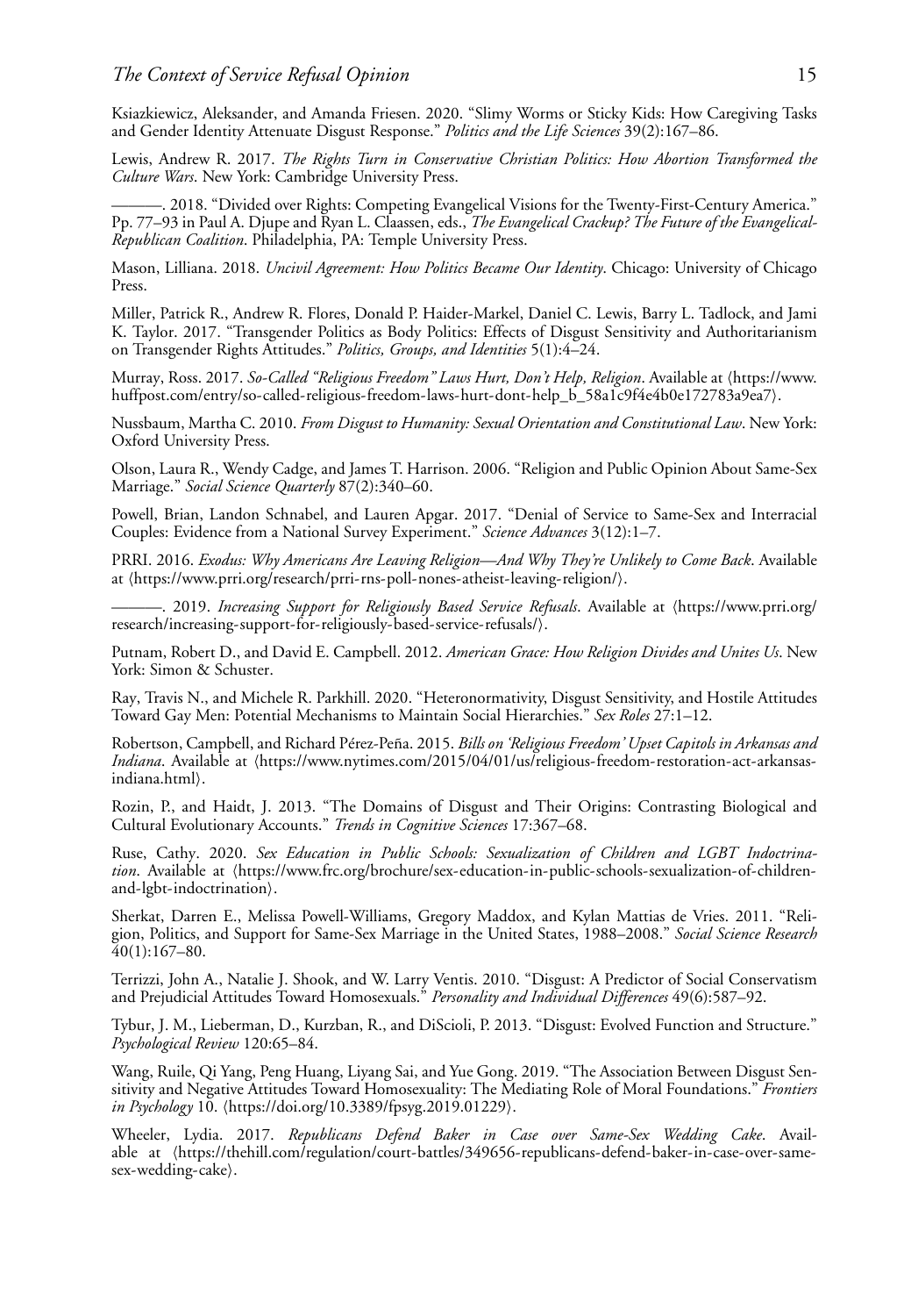Ksiazkiewicz, Aleksander, and Amanda Friesen. 2020. "Slimy Worms or Sticky Kids: How Caregiving Tasks and Gender Identity Attenuate Disgust Response." *Politics and the Life Sciences* 39(2):167–86.

Lewis, Andrew R. 2017. *The Rights Turn in Conservative Christian Politics: How Abortion Transformed the Culture Wars*. New York: Cambridge University Press.

———. 2018. "Divided over Rights: Competing Evangelical Visions for the Twenty-First-Century America." Pp. 77–93 in Paul A. Djupe and Ryan L. Claassen, eds., *The Evangelical Crackup? The Future of the Evangelical-Republican Coalition*. Philadelphia, PA: Temple University Press.

Mason, Lilliana. 2018. *Uncivil Agreement: How Politics Became Our Identity*. Chicago: University of Chicago Press.

Miller, Patrick R., Andrew R. Flores, Donald P. Haider-Markel, Daniel C. Lewis, Barry L. Tadlock, and Jami K. Taylor. 2017. "Transgender Politics as Body Politics: Effects of Disgust Sensitivity and Authoritarianism on Transgender Rights Attitudes." *Politics, Groups, and Identities* 5(1):4–24.

Murray, Ross. 2017. *So-Called "Religious Freedom" Laws Hurt, Don't Help, Religion*. Available at ⟨https://www.huffpost.com/entry/so-called-religious-freedom-laws-hurt-dont-help_b_58a1c9f4e4b0e172783a9ea7⟩.

Nussbaum, Martha C. 2010. *From Disgust to Humanity: Sexual Orientation and Constitutional Law*. New York: Oxford University Press.

Olson, Laura R., Wendy Cadge, and James T. Harrison. 2006. "Religion and Public Opinion About Same-Sex Marriage." *Social Science Quarterly* 87(2):340–60.

Powell, Brian, Landon Schnabel, and Lauren Apgar. 2017. "Denial of Service to Same-Sex and Interracial Couples: Evidence from a National Survey Experiment." *Science Advances* 3(12):1–7.

PRRI. 2016. *Exodus: Why Americans Are Leaving Religion—And Why They're Unlikely to Come Back*. Available at ⟨https://www.prri.org/research/prri-rns-poll-nones-atheist-leaving-religion/⟩.

———. 2019. *Increasing Support for Religiously Based Service Refusals*. Available at ⟨https://www.prri.org/research/increasing-support-for-religiously-based-service-refusals/⟩.

Putnam, Robert D., and David E. Campbell. 2012. *American Grace: How Religion Divides and Unites Us*. New York: Simon & Schuster.

Ray, Travis N., and Michele R. Parkhill. 2020. "Heteronormativity, Disgust Sensitivity, and Hostile Attitudes Toward Gay Men: Potential Mechanisms to Maintain Social Hierarchies." *Sex Roles* 27:1–12.

Robertson, Campbell, and Richard Pérez-Peña. 2015. *Bills on 'Religious Freedom' Upset Capitols in Arkansas and Indiana*. Available at ⟨https://www.nytimes.com/2015/04/01/us/religious-freedom-restoration-act-arkansas-indiana.html⟩.

Rozin, P., and Haidt, J. 2013. "The Domains of Disgust and Their Origins: Contrasting Biological and Cultural Evolutionary Accounts." *Trends in Cognitive Sciences* 17:367–68.

Ruse, Cathy. 2020. *Sex Education in Public Schools: Sexualization of Children and LGBT Indoctrination*. Available at ⟨https://www.frc.org/brochure/sex-education-in-public-schools-sexualization-of-children-and-lgbt-indoctrination⟩.

Sherkat, Darren E., Melissa Powell-Williams, Gregory Maddox, and Kylan Mattias de Vries. 2011. "Religion, Politics, and Support for Same-Sex Marriage in the United States, 1988–2008." *Social Science Research* 40(1):167–80.

Terrizzi, John A., Natalie J. Shook, and W. Larry Ventis. 2010. "Disgust: A Predictor of Social Conservatism and Prejudicial Attitudes Toward Homosexuals." *Personality and Individual Differences* 49(6):587–92.

Tybur, J. M., Lieberman, D., Kurzban, R., and DiScioli, P. 2013. "Disgust: Evolved Function and Structure." *Psychological Review* 120:65–84.

Wang, Ruile, Qi Yang, Peng Huang, Liyang Sai, and Yue Gong. 2019. "The Association Between Disgust Sensitivity and Negative Attitudes Toward Homosexuality: The Mediating Role of Moral Foundations." *Frontiers in Psychology* 10. ⟨https://doi.org/10.3389/fpsyg.2019.01229⟩.

Wheeler, Lydia. 2017. *Republicans Defend Baker in Case over Same-Sex Wedding Cake*. Available at ⟨https://thehill.com/regulation/court-battles/349656-republicans-defend-baker-in-case-over-same-sex-wedding-cake⟩.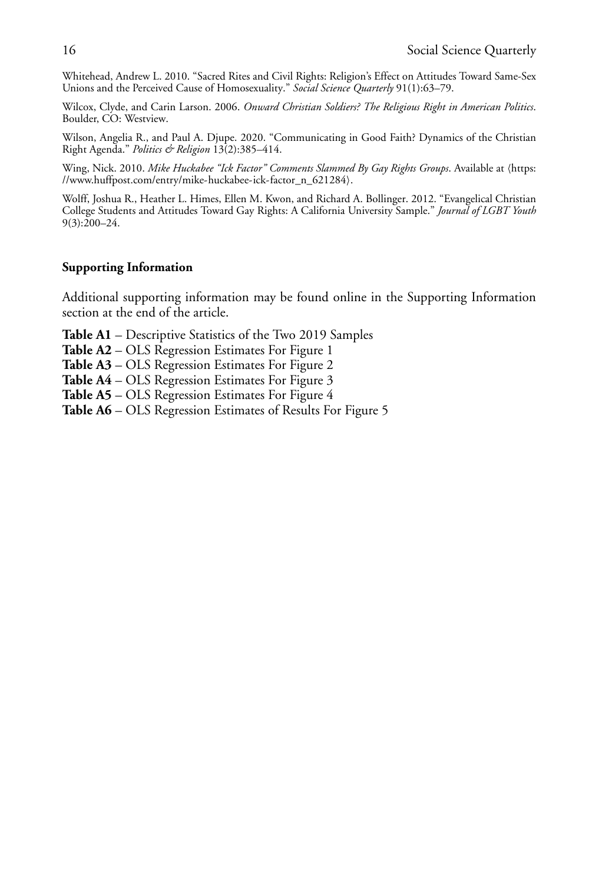Whitehead, Andrew L. 2010. "Sacred Rites and Civil Rights: Religion's Effect on Attitudes Toward Same-Sex Unions and the Perceived Cause of Homosexuality." *Social Science Quarterly* 91(1):63–79.

Wilcox, Clyde, and Carin Larson. 2006. *Onward Christian Soldiers? The Religious Right in American Politics*. Boulder, CO: Westview.

Wilson, Angelia R., and Paul A. Djupe. 2020. "Communicating in Good Faith? Dynamics of the Christian Right Agenda." *Politics & Religion* 13(2):385–414.

Wing, Nick. 2010. *Mike Huckabee "Ick Factor" Comments Slammed By Gay Rights Groups*. Available at ⟨https://www.huffpost.com/entry/mike-huckabee-ick-factor_n_621284⟩.

Wolff, Joshua R., Heather L. Himes, Ellen M. Kwon, and Richard A. Bollinger. 2012. "Evangelical Christian College Students and Attitudes Toward Gay Rights: A California University Sample." *Journal of LGBT Youth* 9(3):200–24.

### Supporting Information

Additional supporting information may be found online in the Supporting Information section at the end of the article.

**Table A1** – Descriptive Statistics of the Two 2019 Samples
**Table A2** – OLS Regression Estimates For Figure 1
**Table A3** – OLS Regression Estimates For Figure 2
**Table A4** – OLS Regression Estimates For Figure 3
**Table A5** – OLS Regression Estimates For Figure 4
**Table A6** – OLS Regression Estimates of Results For Figure 5